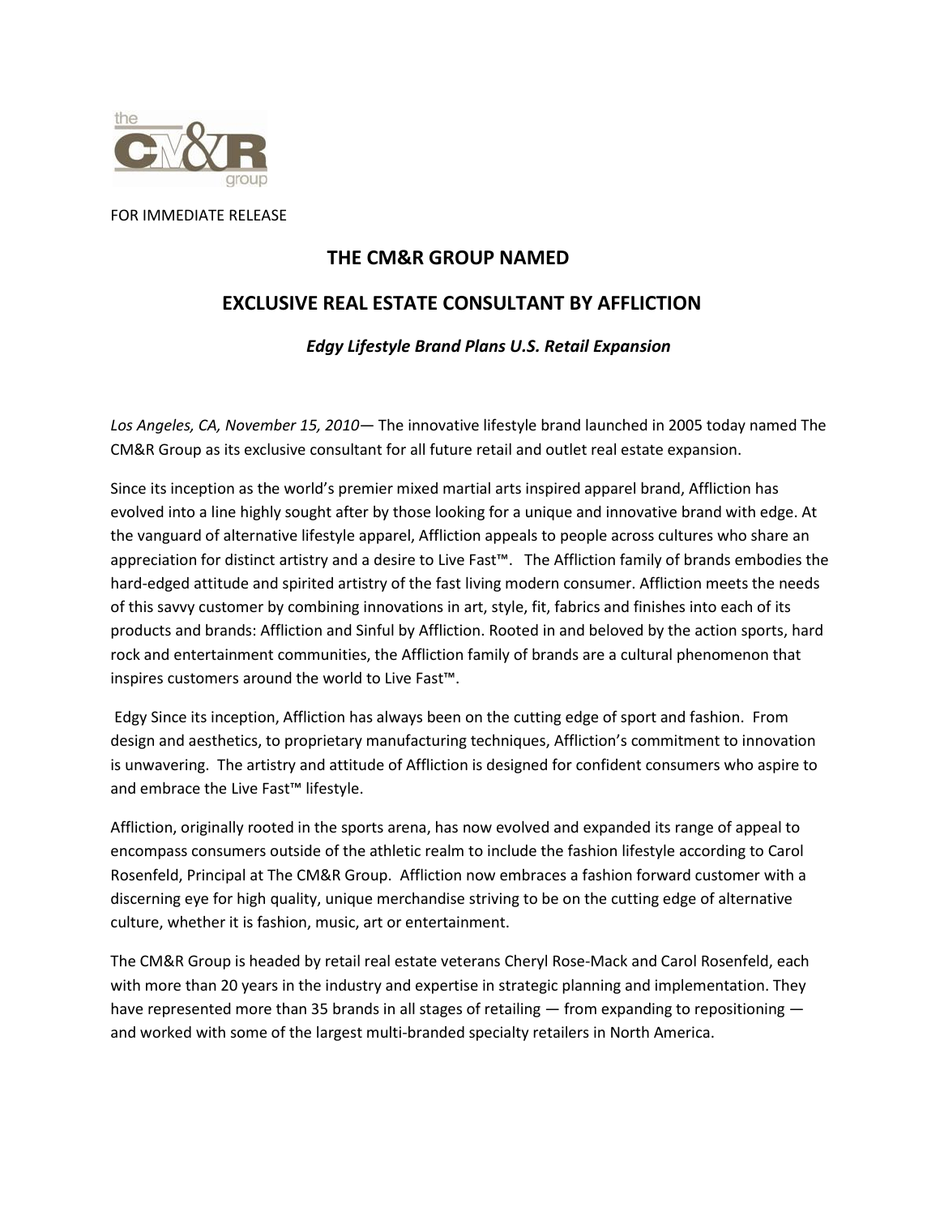FOR IMMEDIATE RELEASE

# THE CM&R GROUP NAMED

# EXCLUSIVE REAL ESTATE CONSULTANT BY AFFLICTION

***Edgy Lifestyle Brand Plans U.S. Retail Expansion***

*Los Angeles, CA, November 15, 2010*— The innovative lifestyle brand launched in 2005 today named The CM&R Group as its exclusive consultant for all future retail and outlet real estate expansion.

Since its inception as the world's premier mixed martial arts inspired apparel brand, Affliction has evolved into a line highly sought after by those looking for a unique and innovative brand with edge. At the vanguard of alternative lifestyle apparel, Affliction appeals to people across cultures who share an appreciation for distinct artistry and a desire to Live Fast™. The Affliction family of brands embodies the hard-edged attitude and spirited artistry of the fast living modern consumer. Affliction meets the needs of this savvy customer by combining innovations in art, style, fit, fabrics and finishes into each of its products and brands: Affliction and Sinful by Affliction. Rooted in and beloved by the action sports, hard rock and entertainment communities, the Affliction family of brands are a cultural phenomenon that inspires customers around the world to Live Fast™.

Edgy Since its inception, Affliction has always been on the cutting edge of sport and fashion. From design and aesthetics, to proprietary manufacturing techniques, Affliction's commitment to innovation is unwavering. The artistry and attitude of Affliction is designed for confident consumers who aspire to and embrace the Live Fast™ lifestyle.

Affliction, originally rooted in the sports arena, has now evolved and expanded its range of appeal to encompass consumers outside of the athletic realm to include the fashion lifestyle according to Carol Rosenfeld, Principal at The CM&R Group. Affliction now embraces a fashion forward customer with a discerning eye for high quality, unique merchandise striving to be on the cutting edge of alternative culture, whether it is fashion, music, art or entertainment.

The CM&R Group is headed by retail real estate veterans Cheryl Rose-Mack and Carol Rosenfeld, each with more than 20 years in the industry and expertise in strategic planning and implementation. They have represented more than 35 brands in all stages of retailing — from expanding to repositioning — and worked with some of the largest multi-branded specialty retailers in North America.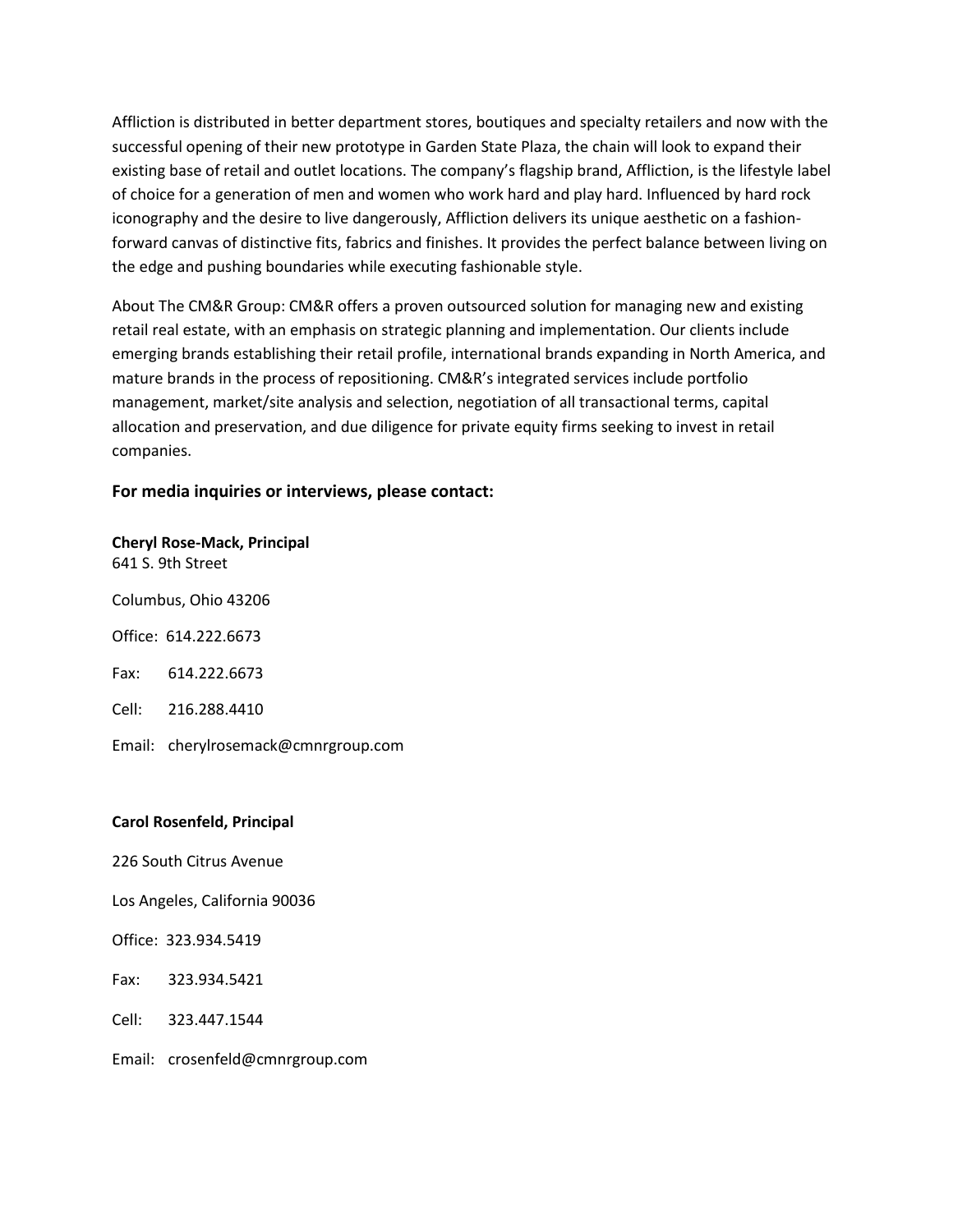Affliction is distributed in better department stores, boutiques and specialty retailers and now with the successful opening of their new prototype in Garden State Plaza, the chain will look to expand their existing base of retail and outlet locations. The company's flagship brand, Affliction, is the lifestyle label of choice for a generation of men and women who work hard and play hard. Influenced by hard rock iconography and the desire to live dangerously, Affliction delivers its unique aesthetic on a fashion-forward canvas of distinctive fits, fabrics and finishes. It provides the perfect balance between living on the edge and pushing boundaries while executing fashionable style.

About The CM&R Group: CM&R offers a proven outsourced solution for managing new and existing retail real estate, with an emphasis on strategic planning and implementation. Our clients include emerging brands establishing their retail profile, international brands expanding in North America, and mature brands in the process of repositioning. CM&R's integrated services include portfolio management, market/site analysis and selection, negotiation of all transactional terms, capital allocation and preservation, and due diligence for private equity firms seeking to invest in retail companies.

### For media inquiries or interviews, please contact:

**Cheryl Rose-Mack, Principal**
641 S. 9th Street

Columbus, Ohio 43206

Office: 614.222.6673

Fax: 614.222.6673

Cell: 216.288.4410

Email: cherylrosemack@cmnrgroup.com

**Carol Rosenfeld, Principal**

226 South Citrus Avenue

Los Angeles, California 90036

Office: 323.934.5419

Fax: 323.934.5421

Cell: 323.447.1544

Email: crosenfeld@cmnrgroup.com